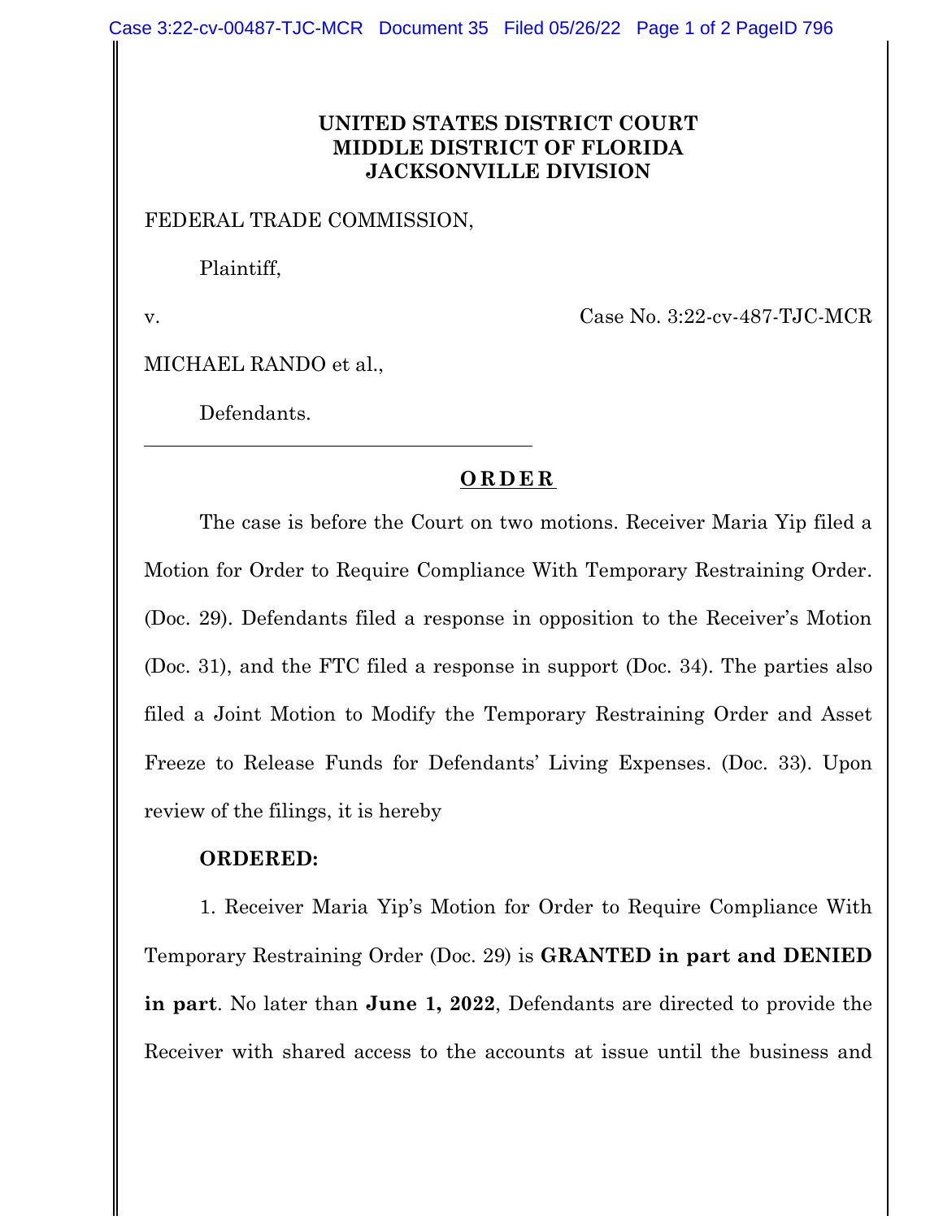**UNITED STATES DISTRICT COURT**
**MIDDLE DISTRICT OF FLORIDA**
**JACKSONVILLE DIVISION**

FEDERAL TRADE COMMISSION,

Plaintiff,

v. Case No. 3:22-cv-487-TJC-MCR

MICHAEL RANDO et al.,

Defendants.

---

**O R D E R**

The case is before the Court on two motions. Receiver Maria Yip filed a Motion for Order to Require Compliance With Temporary Restraining Order. (Doc. 29). Defendants filed a response in opposition to the Receiver's Motion (Doc. 31), and the FTC filed a response in support (Doc. 34). The parties also filed a Joint Motion to Modify the Temporary Restraining Order and Asset Freeze to Release Funds for Defendants' Living Expenses. (Doc. 33). Upon review of the filings, it is hereby

**ORDERED:**

1. Receiver Maria Yip's Motion for Order to Require Compliance With Temporary Restraining Order (Doc. 29) is **GRANTED in part and DENIED in part**. No later than **June 1, 2022**, Defendants are directed to provide the Receiver with shared access to the accounts at issue until the business and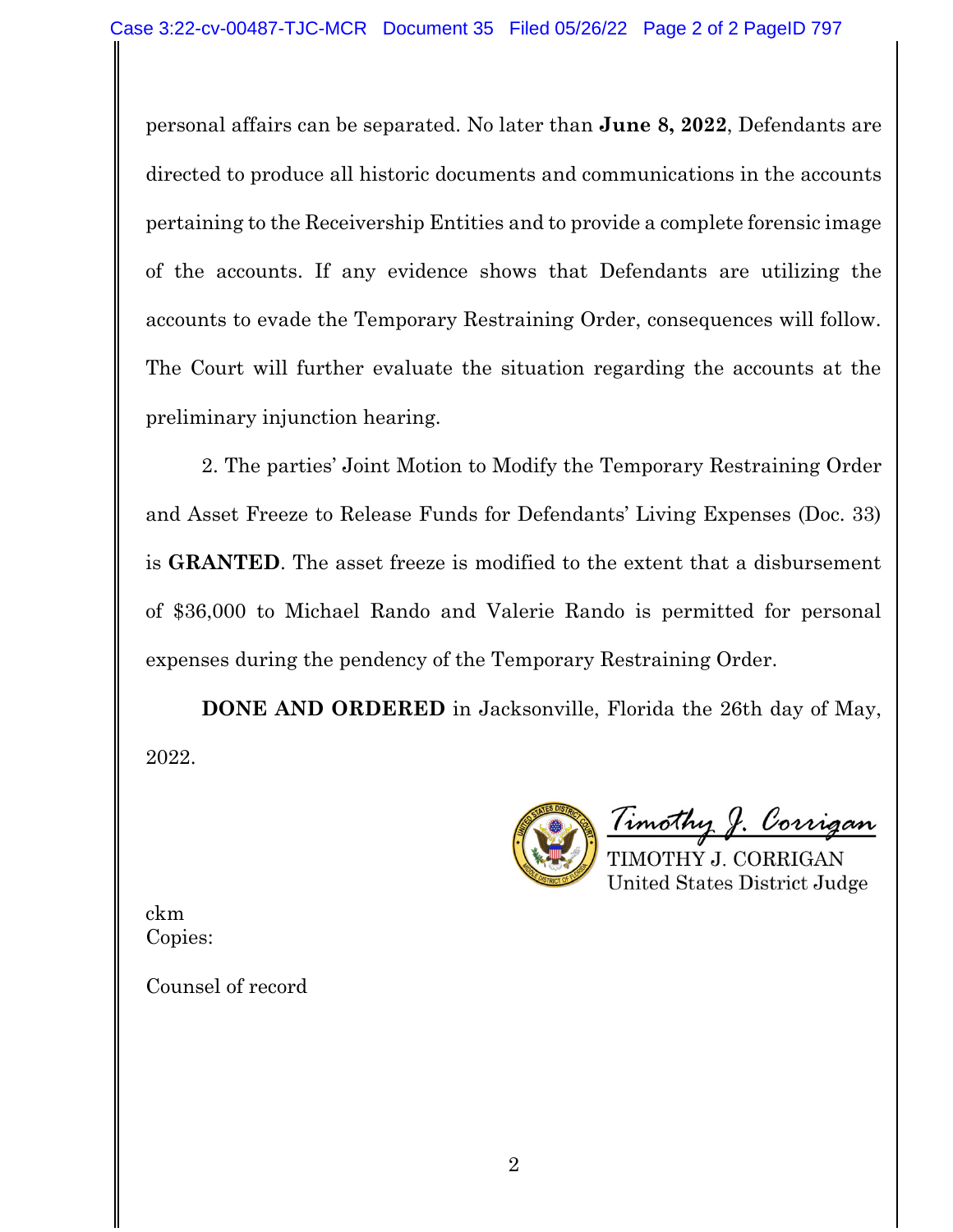personal affairs can be separated. No later than **June 8, 2022**, Defendants are directed to produce all historic documents and communications in the accounts pertaining to the Receivership Entities and to provide a complete forensic image of the accounts. If any evidence shows that Defendants are utilizing the accounts to evade the Temporary Restraining Order, consequences will follow. The Court will further evaluate the situation regarding the accounts at the preliminary injunction hearing.

2. The parties' Joint Motion to Modify the Temporary Restraining Order and Asset Freeze to Release Funds for Defendants' Living Expenses (Doc. 33) is **GRANTED**. The asset freeze is modified to the extent that a disbursement of $36,000 to Michael Rando and Valerie Rando is permitted for personal expenses during the pendency of the Temporary Restraining Order.

**DONE AND ORDERED** in Jacksonville, Florida the 26th day of May, 2022.

*Timothy J. Corrigan*
TIMOTHY J. CORRIGAN
United States District Judge

ckm
Copies:

Counsel of record